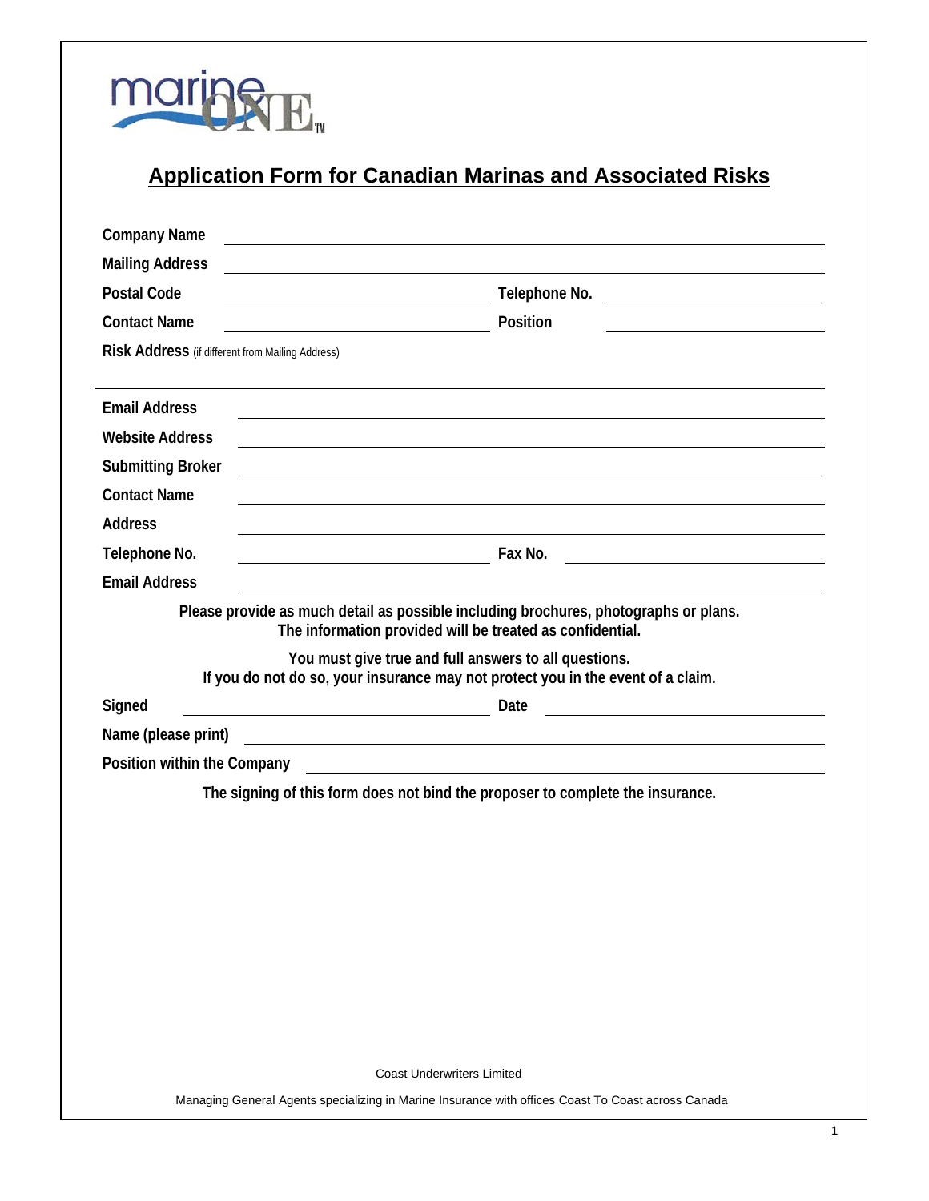marineONE™

# Application Form for Canadian Marinas and Associated Risks

**Company Name** ____________________

**Mailing Address** ____________________

**Postal Code** ____________________ **Telephone No.** ____________________

**Contact Name** ____________________ **Position** ____________________

**Risk Address** (if different from Mailing Address)

____________________

**Email Address** ____________________

**Website Address** ____________________

**Submitting Broker** ____________________

**Contact Name** ____________________

**Address** ____________________

**Telephone No.** ____________________ **Fax No.** ____________________

**Email Address** ____________________

**Please provide as much detail as possible including brochures, photographs or plans.**
**The information provided will be treated as confidential.**

**You must give true and full answers to all questions.**
**If you do not do so, your insurance may not protect you in the event of a claim.**

**Signed** ____________________ **Date** ____________________

**Name (please print)** ____________________

**Position within the Company** ____________________

**The signing of this form does not bind the proposer to complete the insurance.**

Coast Underwriters Limited

Managing General Agents specializing in Marine Insurance with offices Coast To Coast across Canada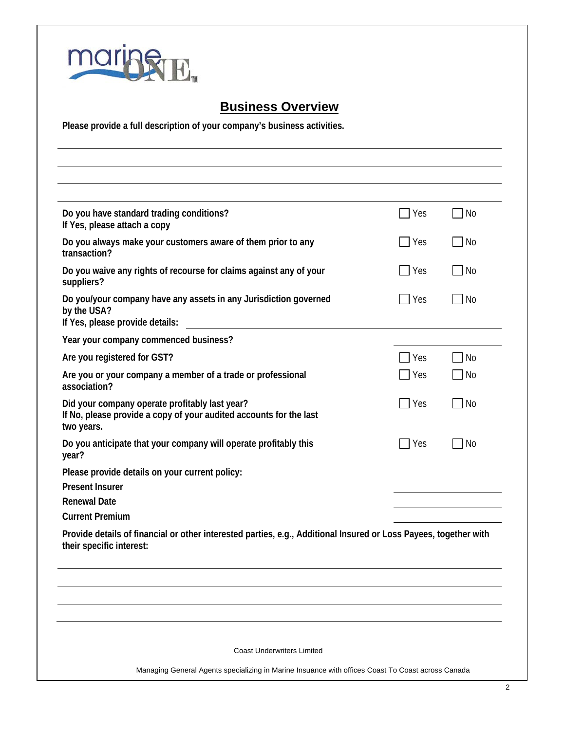# Business Overview

**Please provide a full description of your company's business activities.**

\_\_\_\_\_\_\_\_\_\_\_\_\_\_\_\_\_\_\_\_\_\_\_\_\_\_\_\_\_\_\_\_\_\_\_\_\_\_\_\_\_\_\_\_\_\_\_\_\_\_\_\_\_\_\_\_\_\_\_\_\_\_\_\_\_\_\_\_\_\_\_\_

\_\_\_\_\_\_\_\_\_\_\_\_\_\_\_\_\_\_\_\_\_\_\_\_\_\_\_\_\_\_\_\_\_\_\_\_\_\_\_\_\_\_\_\_\_\_\_\_\_\_\_\_\_\_\_\_\_\_\_\_\_\_\_\_\_\_\_\_\_\_\_\_

\_\_\_\_\_\_\_\_\_\_\_\_\_\_\_\_\_\_\_\_\_\_\_\_\_\_\_\_\_\_\_\_\_\_\_\_\_\_\_\_\_\_\_\_\_\_\_\_\_\_\_\_\_\_\_\_\_\_\_\_\_\_\_\_\_\_\_\_\_\_\_\_

\_\_\_\_\_\_\_\_\_\_\_\_\_\_\_\_\_\_\_\_\_\_\_\_\_\_\_\_\_\_\_\_\_\_\_\_\_\_\_\_\_\_\_\_\_\_\_\_\_\_\_\_\_\_\_\_\_\_\_\_\_\_\_\_\_\_\_\_\_\_\_\_

**Do you have standard trading conditions?** ☐ Yes ☐ No
**If Yes, please attach a copy**

**Do you always make your customers aware of them prior to any transaction?** ☐ Yes ☐ No

**Do you waive any rights of recourse for claims against any of your suppliers?** ☐ Yes ☐ No

**Do you/your company have any assets in any Jurisdiction governed by the USA?** ☐ Yes ☐ No
**If Yes, please provide details:** \_\_\_\_\_\_\_\_\_\_\_\_\_\_\_\_\_\_\_\_\_\_\_\_\_\_\_\_\_\_\_\_\_\_\_\_\_\_\_\_\_\_\_\_\_\_\_\_\_\_\_\_

**Year your company commenced business?** \_\_\_\_\_\_\_\_\_\_\_\_\_\_\_\_\_\_

**Are you registered for GST?** ☐ Yes ☐ No

**Are you or your company a member of a trade or professional association?** ☐ Yes ☐ No

**Did your company operate profitably last year?** ☐ Yes ☐ No
**If No, please provide a copy of your audited accounts for the last two years.**

**Do you anticipate that your company will operate profitably this year?** ☐ Yes ☐ No

**Please provide details on your current policy:**

**Present Insurer** \_\_\_\_\_\_\_\_\_\_\_\_\_\_\_\_\_\_

**Renewal Date** \_\_\_\_\_\_\_\_\_\_\_\_\_\_\_\_\_\_

**Current Premium** \_\_\_\_\_\_\_\_\_\_\_\_\_\_\_\_\_\_

**Provide details of financial or other interested parties, e.g., Additional Insured or Loss Payees, together with their specific interest:**

\_\_\_\_\_\_\_\_\_\_\_\_\_\_\_\_\_\_\_\_\_\_\_\_\_\_\_\_\_\_\_\_\_\_\_\_\_\_\_\_\_\_\_\_\_\_\_\_\_\_\_\_\_\_\_\_\_\_\_\_\_\_\_\_\_\_\_\_\_\_\_\_

\_\_\_\_\_\_\_\_\_\_\_\_\_\_\_\_\_\_\_\_\_\_\_\_\_\_\_\_\_\_\_\_\_\_\_\_\_\_\_\_\_\_\_\_\_\_\_\_\_\_\_\_\_\_\_\_\_\_\_\_\_\_\_\_\_\_\_\_\_\_\_\_

\_\_\_\_\_\_\_\_\_\_\_\_\_\_\_\_\_\_\_\_\_\_\_\_\_\_\_\_\_\_\_\_\_\_\_\_\_\_\_\_\_\_\_\_\_\_\_\_\_\_\_\_\_\_\_\_\_\_\_\_\_\_\_\_\_\_\_\_\_\_\_\_

\_\_\_\_\_\_\_\_\_\_\_\_\_\_\_\_\_\_\_\_\_\_\_\_\_\_\_\_\_\_\_\_\_\_\_\_\_\_\_\_\_\_\_\_\_\_\_\_\_\_\_\_\_\_\_\_\_\_\_\_\_\_\_\_\_\_\_\_\_\_\_\_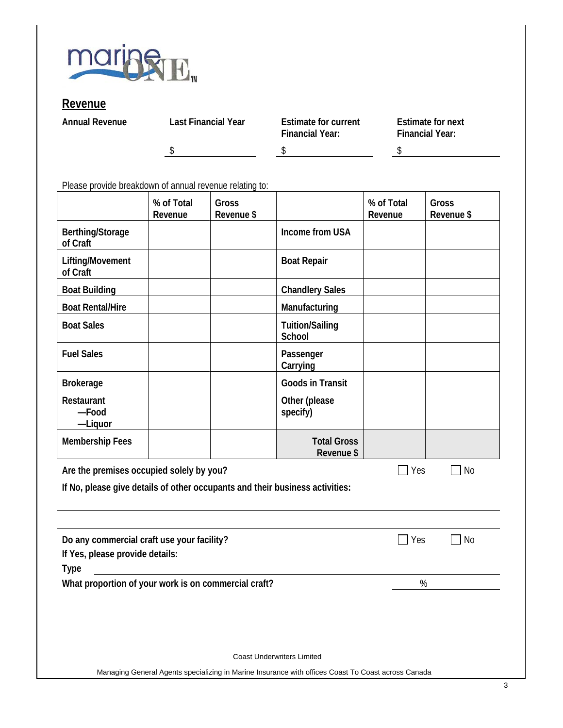## Revenue

| Annual Revenue | Last Financial Year | Estimate for current Financial Year: | Estimate for next Financial Year: |
|---|---|---|---|
| | $ | $ | $ |

Please provide breakdown of annual revenue relating to:

| | % of Total Revenue | Gross Revenue $ | | % of Total Revenue | Gross Revenue $ |
|---|---|---|---|---|---|
| Berthing/Storage of Craft | | | Income from USA | | |
| Lifting/Movement of Craft | | | Boat Repair | | |
| Boat Building | | | Chandlery Sales | | |
| Boat Rental/Hire | | | Manufacturing | | |
| Boat Sales | | | Tuition/Sailing School | | |
| Fuel Sales | | | Passenger Carrying | | |
| Brokerage | | | Goods in Transit | | |
| Restaurant —Food —Liquor | | | Other (please specify) | | |
| Membership Fees | | | Total Gross Revenue $ | | |

**Are the premises occupied solely by you?** ☐ Yes ☐ No

**If No, please give details of other occupants and their business activities:**

_______________________________________________

_______________________________________________

**Do any commercial craft use your facility?** ☐ Yes ☐ No

**If Yes, please provide details:**

**Type** _______________________________________________

**What proportion of your work is on commercial craft?** ________ %

Coast Underwriters Limited

Managing General Agents specializing in Marine Insurance with offices Coast To Coast across Canada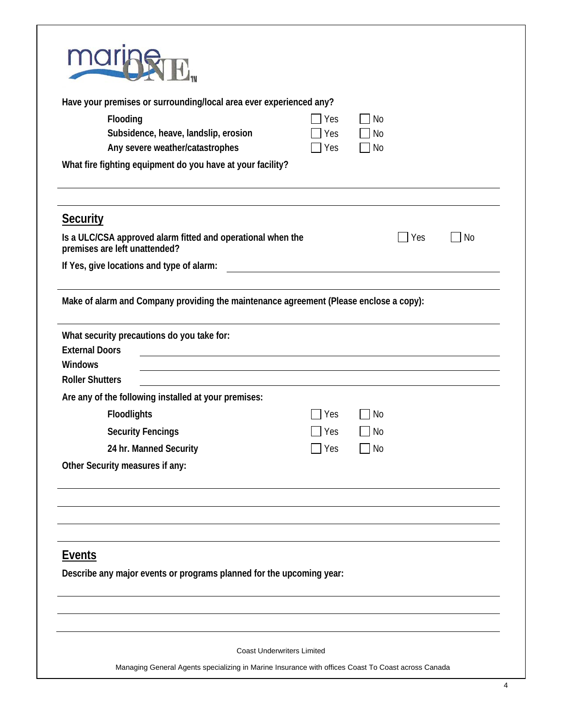Have your premises or surrounding/local area ever experienced any?

| | | |
|---|---|---|
| Flooding | ☐ Yes | ☐ No |
| Subsidence, heave, landslip, erosion | ☐ Yes | ☐ No |
| Any severe weather/catastrophes | ☐ Yes | ☐ No |

What fire fighting equipment do you have at your facility?

______________________________________________________________________

______________________________________________________________________

## Security

Is a ULC/CSA approved alarm fitted and operational when the premises are left unattended? ☐ Yes ☐ No

If Yes, give locations and type of alarm: ______________________________________________________________________

______________________________________________________________________

Make of alarm and Company providing the maintenance agreement (Please enclose a copy):

______________________________________________________________________

What security precautions do you take for:

External Doors ______________________________________________________________________

Windows ______________________________________________________________________

Roller Shutters ______________________________________________________________________

Are any of the following installed at your premises:

| | | |
|---|---|---|
| Floodlights | ☐ Yes | ☐ No |
| Security Fencings | ☐ Yes | ☐ No |
| 24 hr. Manned Security | ☐ Yes | ☐ No |

Other Security measures if any:

______________________________________________________________________

______________________________________________________________________

______________________________________________________________________

______________________________________________________________________

## Events

Describe any major events or programs planned for the upcoming year:

______________________________________________________________________

______________________________________________________________________

______________________________________________________________________

Coast Underwriters Limited

Managing General Agents specializing in Marine Insurance with offices Coast To Coast across Canada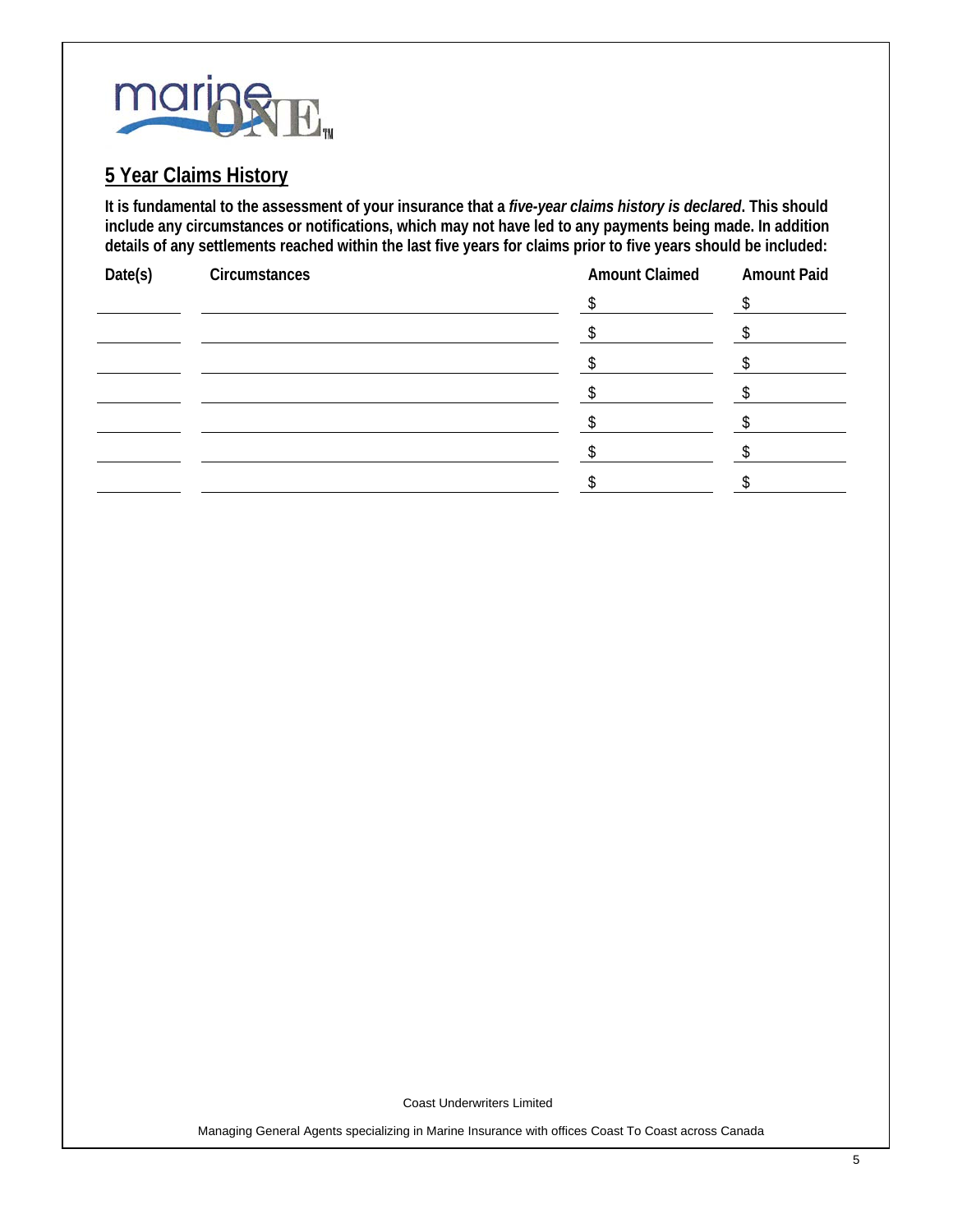## 5 Year Claims History

**It is fundamental to the assessment of your insurance that a *five-year claims history is declared*. This should include any circumstances or notifications, which may not have led to any payments being made. In addition details of any settlements reached within the last five years for claims prior to five years should be included:**

| Date(s) | Circumstances | Amount Claimed | Amount Paid |
|---|---|---|---|
| | | $ | $ |
| | | $ | $ |
| | | $ | $ |
| | | $ | $ |
| | | $ | $ |
| | | $ | $ |
| | | $ | $ |

Coast Underwriters Limited

Managing General Agents specializing in Marine Insurance with offices Coast To Coast across Canada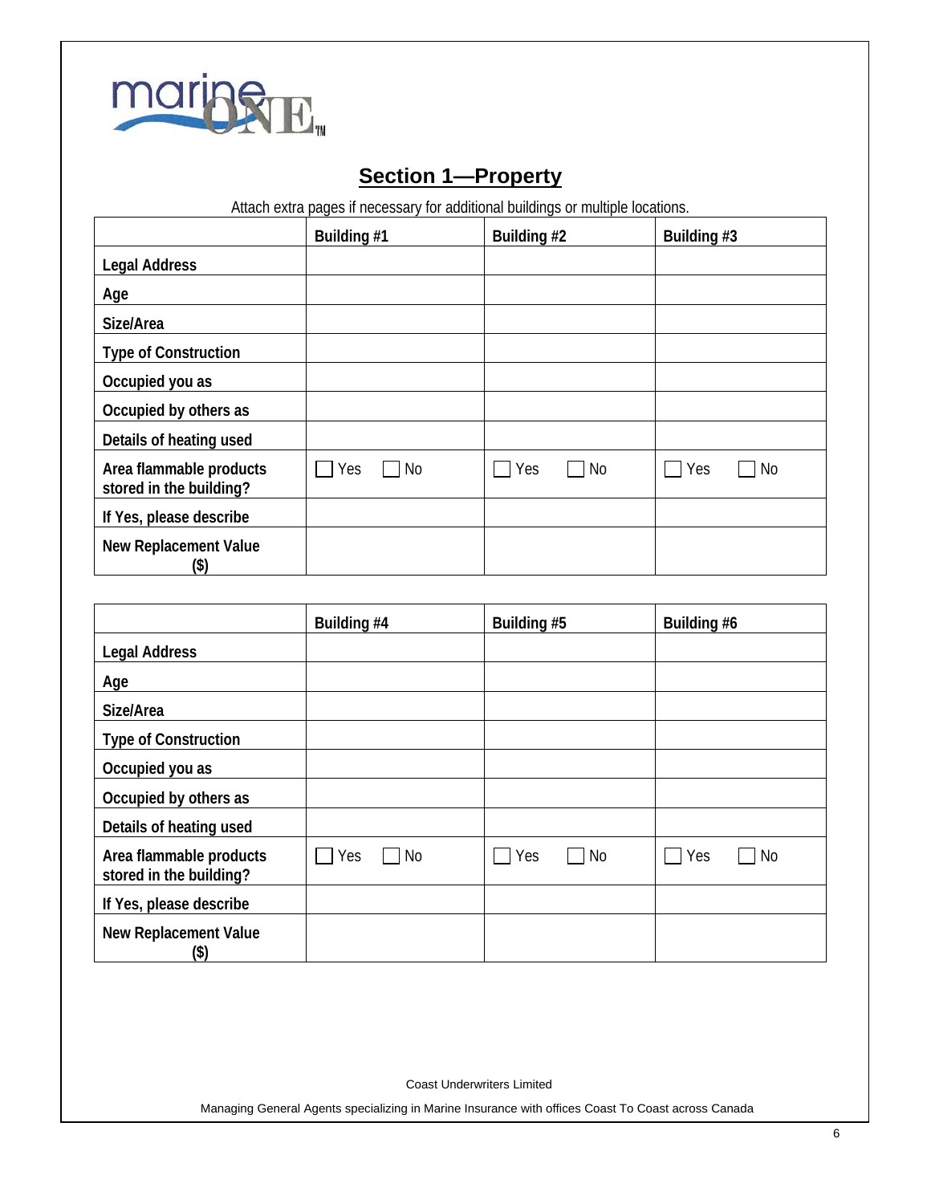## Section 1—Property

Attach extra pages if necessary for additional buildings or multiple locations.

| | Building #1 | Building #2 | Building #3 |
|---|---|---|---|
| Legal Address | | | |
| Age | | | |
| Size/Area | | | |
| Type of Construction | | | |
| Occupied you as | | | |
| Occupied by others as | | | |
| Details of heating used | | | |
| Area flammable products stored in the building? | ☐ Yes ☐ No | ☐ Yes ☐ No | ☐ Yes ☐ No |
| If Yes, please describe | | | |
| New Replacement Value ($) | | | |

| | Building #4 | Building #5 | Building #6 |
|---|---|---|---|
| Legal Address | | | |
| Age | | | |
| Size/Area | | | |
| Type of Construction | | | |
| Occupied you as | | | |
| Occupied by others as | | | |
| Details of heating used | | | |
| Area flammable products stored in the building? | ☐ Yes ☐ No | ☐ Yes ☐ No | ☐ Yes ☐ No |
| If Yes, please describe | | | |
| New Replacement Value ($) | | | |

Coast Underwriters Limited

Managing General Agents specializing in Marine Insurance with offices Coast To Coast across Canada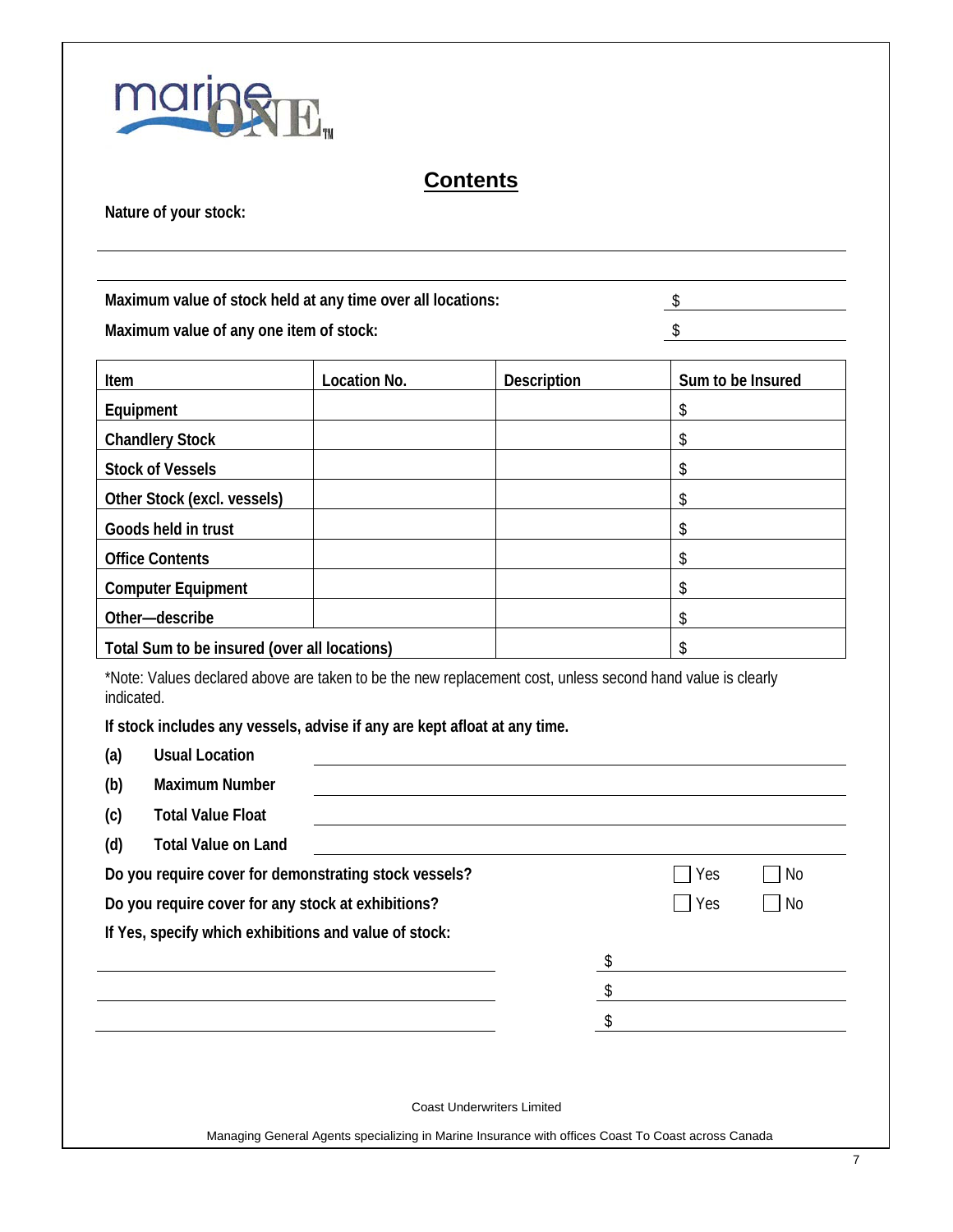marine ONE™

# Contents

**Nature of your stock:**

_______________________________________________

_______________________________________________

**Maximum value of stock held at any time over all locations:** $ ____________

**Maximum value of any one item of stock:** $ ____________

| Item | Location No. | Description | Sum to be Insured |
|---|---|---|---|
| Equipment | | | $ |
| Chandlery Stock | | | $ |
| Stock of Vessels | | | $ |
| Other Stock (excl. vessels) | | | $ |
| Goods held in trust | | | $ |
| Office Contents | | | $ |
| Computer Equipment | | | $ |
| Other—describe | | | $ |
| Total Sum to be insured (over all locations) | | | $ |

*Note: Values declared above are taken to be the new replacement cost, unless second hand value is clearly indicated.

**If stock includes any vessels, advise if any are kept afloat at any time.**

**(a)** **Usual Location** ____________

**(b)** **Maximum Number** ____________

**(c)** **Total Value Float** ____________

**(d)** **Total Value on Land** ____________

**Do you require cover for demonstrating stock vessels?** ☐ Yes ☐ No

**Do you require cover for any stock at exhibitions?** ☐ Yes ☐ No

**If Yes, specify which exhibitions and value of stock:**

____________ $ ____________

____________ $ ____________

____________ $ ____________

Coast Underwriters Limited

Managing General Agents specializing in Marine Insurance with offices Coast To Coast across Canada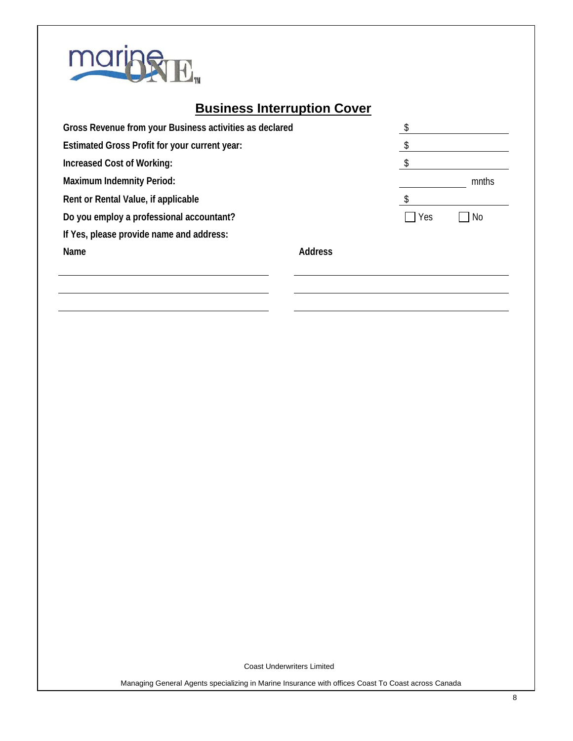## Business Interruption Cover

| | |
|---|---|
| **Gross Revenue from your Business activities as declared** | $ |
| **Estimated Gross Profit for your current year:** | $ |
| **Increased Cost of Working:** | $ |
| **Maximum Indemnity Period:** | mnths |
| **Rent or Rental Value, if applicable** | $ |
| **Do you employ a professional accountant?** | ☐ Yes ☐ No |

**If Yes, please provide name and address:**

| **Name** | **Address** |
|---|---|
| | |
| | |
| | |

Coast Underwriters Limited

Managing General Agents specializing in Marine Insurance with offices Coast To Coast across Canada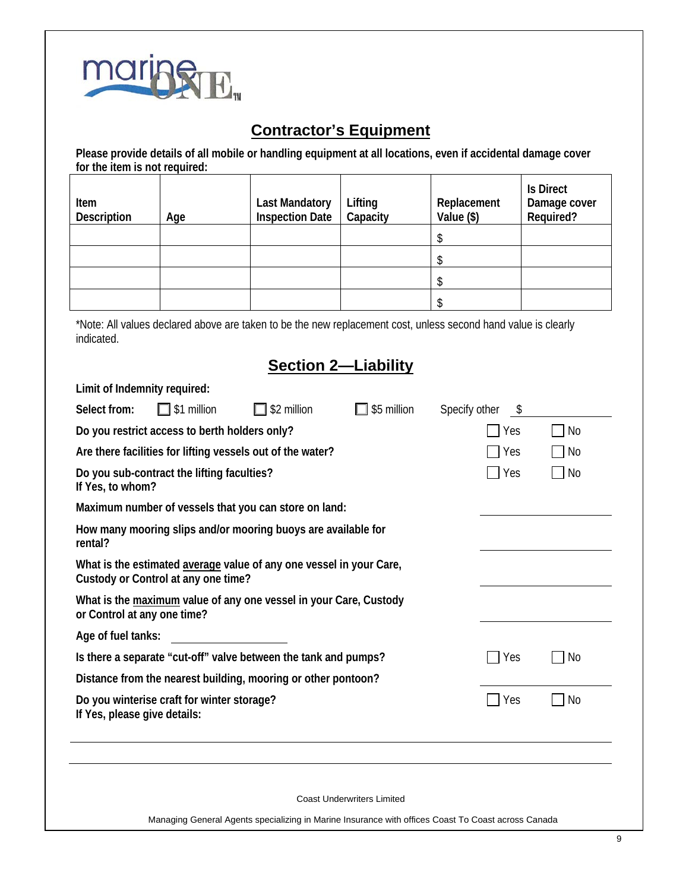## Contractor's Equipment

**Please provide details of all mobile or handling equipment at all locations, even if accidental damage cover for the item is not required:**

| Item Description | Age | Last Mandatory Inspection Date | Lifting Capacity | Replacement Value ($) | Is Direct Damage cover Required? |
|---|---|---|---|---|---|
| | | | | $ | |
| | | | | $ | |
| | | | | $ | |
| | | | | $ | |

*Note: All values declared above are taken to be the new replacement cost, unless second hand value is clearly indicated.

## Section 2—Liability

**Limit of Indemnity required:**

**Select from:** ☐ $1 million ☐ $2 million ☐ $5 million Specify other $ ________

**Do you restrict access to berth holders only?** ☐ Yes ☐ No

**Are there facilities for lifting vessels out of the water?** ☐ Yes ☐ No

**Do you sub-contract the lifting faculties?** ☐ Yes ☐ No
**If Yes, to whom?**

**Maximum number of vessels that you can store on land:** ________

**How many mooring slips and/or mooring buoys are available for rental?** ________

**What is the estimated average value of any one vessel in your Care, Custody or Control at any one time?** ________

**What is the maximum value of any one vessel in your Care, Custody or Control at any one time?** ________

**Age of fuel tanks:** ________

**Is there a separate "cut-off" valve between the tank and pumps?** ☐ Yes ☐ No

**Distance from the nearest building, mooring or other pontoon?** ________

**Do you winterise craft for winter storage?** ☐ Yes ☐ No
**If Yes, please give details:**

________________________________________

________________________________________

Coast Underwriters Limited

Managing General Agents specializing in Marine Insurance with offices Coast To Coast across Canada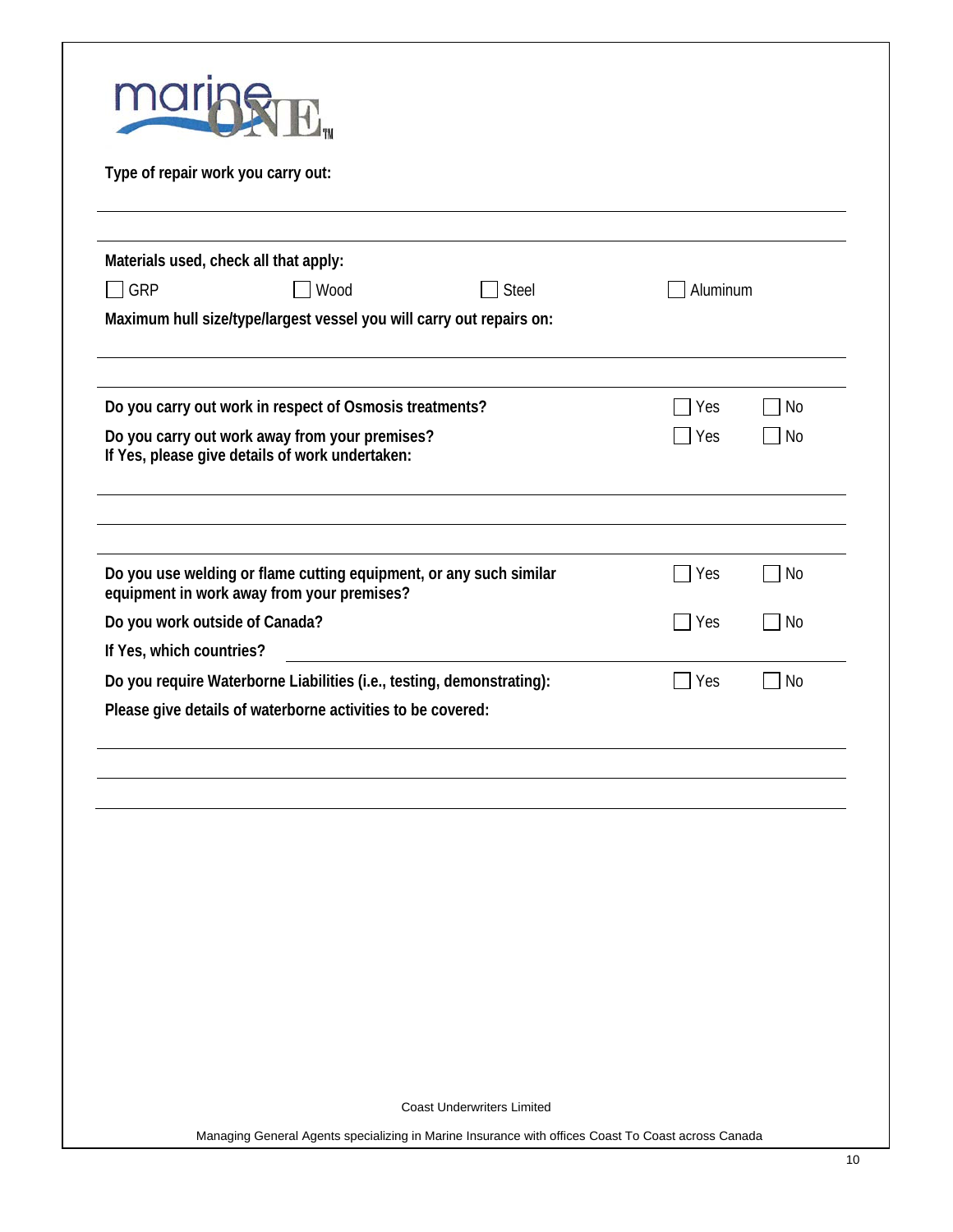marineONE™

**Type of repair work you carry out:**

---

**Materials used, check all that apply:**

☐ GRP ☐ Wood ☐ Steel ☐ Aluminum

**Maximum hull size/type/largest vessel you will carry out repairs on:**

---

**Do you carry out work in respect of Osmosis treatments?** ☐ Yes ☐ No

**Do you carry out work away from your premises?** ☐ Yes ☐ No
**If Yes, please give details of work undertaken:**

---

**Do you use welding or flame cutting equipment, or any such similar equipment in work away from your premises?** ☐ Yes ☐ No

**Do you work outside of Canada?** ☐ Yes ☐ No

**If Yes, which countries?** ______________________

**Do you require Waterborne Liabilities (i.e., testing, demonstrating):** ☐ Yes ☐ No

**Please give details of waterborne activities to be covered:**

---

Coast Underwriters Limited

Managing General Agents specializing in Marine Insurance with offices Coast To Coast across Canada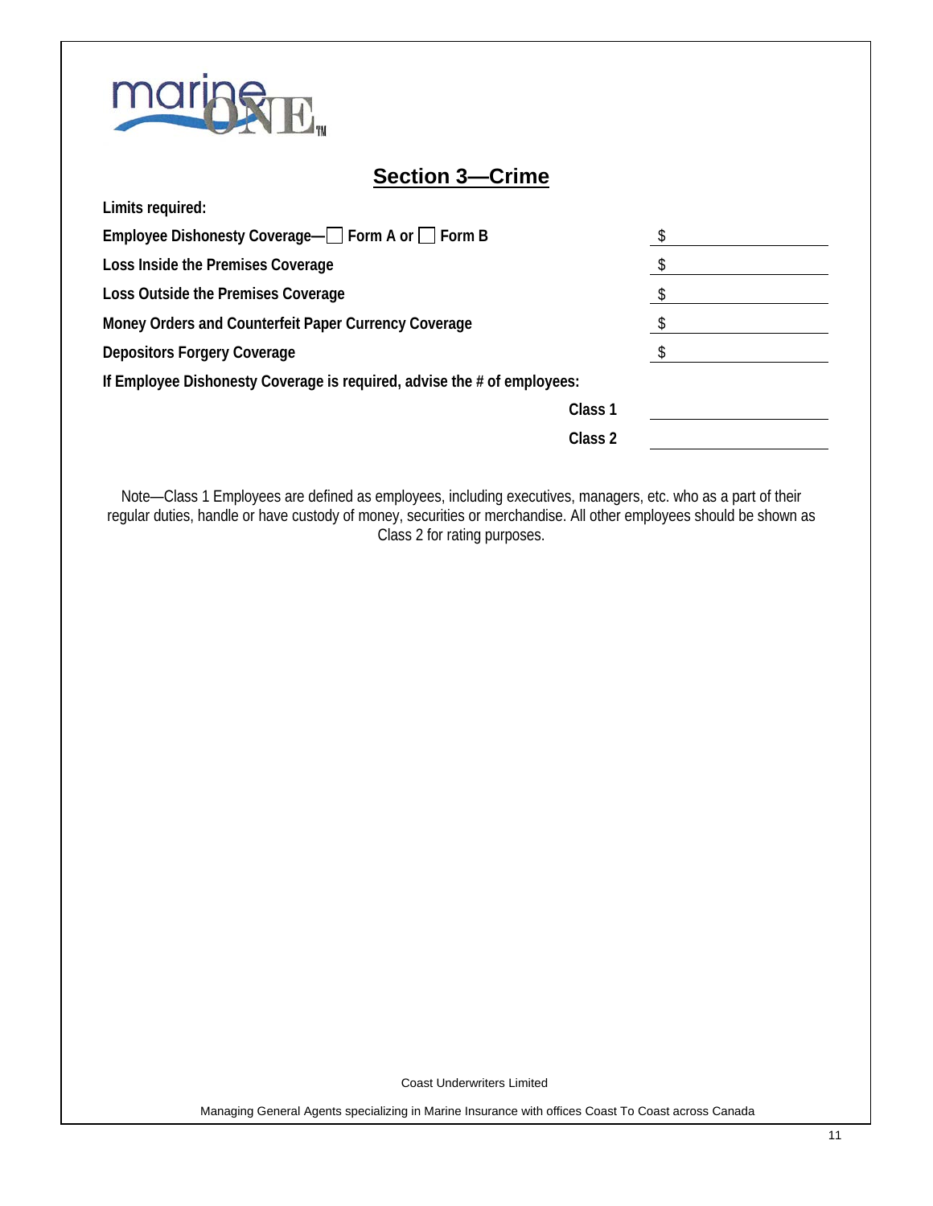## Section 3—Crime

**Limits required:**

| | |
|---|---|
| **Employee Dishonesty Coverage—☐ Form A or ☐ Form B** | $ |
| **Loss Inside the Premises Coverage** | $ |
| **Loss Outside the Premises Coverage** | $ |
| **Money Orders and Counterfeit Paper Currency Coverage** | $ |
| **Depositors Forgery Coverage** | $ |

**If Employee Dishonesty Coverage is required, advise the # of employees:**

| | |
|---|---|
| **Class 1** | |
| **Class 2** | |

Note—Class 1 Employees are defined as employees, including executives, managers, etc. who as a part of their regular duties, handle or have custody of money, securities or merchandise. All other employees should be shown as Class 2 for rating purposes.

Coast Underwriters Limited

Managing General Agents specializing in Marine Insurance with offices Coast To Coast across Canada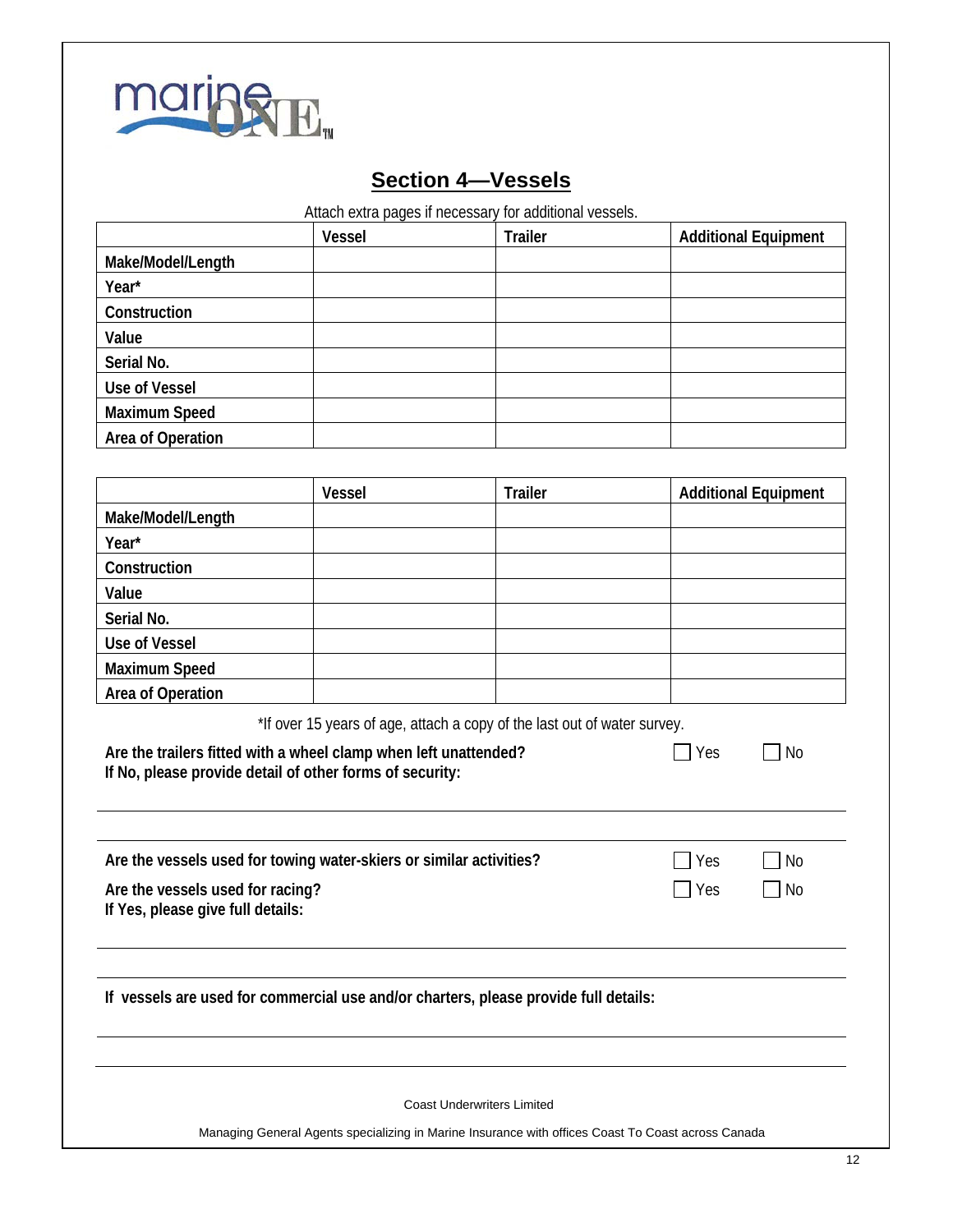## Section 4—Vessels

Attach extra pages if necessary for additional vessels.

| | Vessel | Trailer | Additional Equipment |
|---|---|---|---|
| Make/Model/Length | | | |
| Year* | | | |
| Construction | | | |
| Value | | | |
| Serial No. | | | |
| Use of Vessel | | | |
| Maximum Speed | | | |
| Area of Operation | | | |

| | Vessel | Trailer | Additional Equipment |
|---|---|---|---|
| Make/Model/Length | | | |
| Year* | | | |
| Construction | | | |
| Value | | | |
| Serial No. | | | |
| Use of Vessel | | | |
| Maximum Speed | | | |
| Area of Operation | | | |

*If over 15 years of age, attach a copy of the last out of water survey.

**Are the trailers fitted with a wheel clamp when left unattended?** ☐ Yes ☐ No

**If No, please provide detail of other forms of security:**

______________________________________________

**Are the vessels used for towing water-skiers or similar activities?** ☐ Yes ☐ No

**Are the vessels used for racing?** ☐ Yes ☐ No

**If Yes, please give full details:**

______________________________________________

**If vessels are used for commercial use and/or charters, please provide full details:**

______________________________________________

Coast Underwriters Limited

Managing General Agents specializing in Marine Insurance with offices Coast To Coast across Canada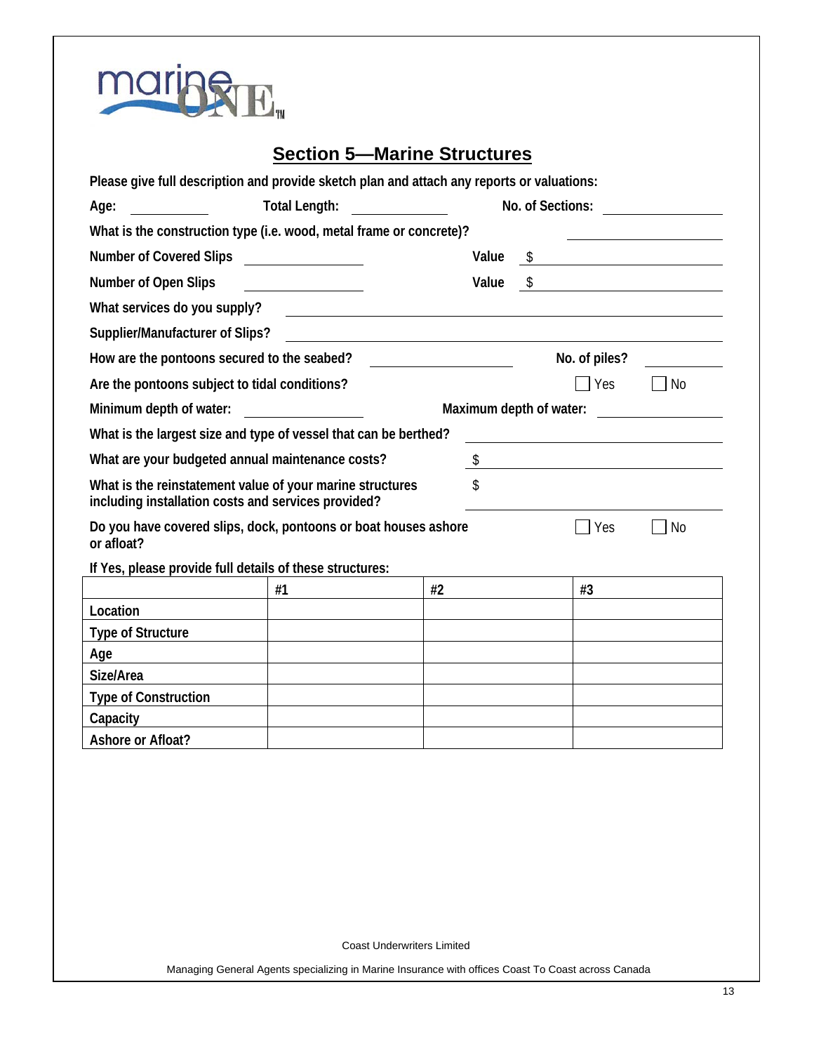marine ONE™

## Section 5—Marine Structures

**Please give full description and provide sketch plan and attach any reports or valuations:**

**Age:** ____________ **Total Length:** ____________ **No. of Sections:** ____________

**What is the construction type (i.e. wood, metal frame or concrete)?** ____________

**Number of Covered Slips** ____________ **Value** $ ____________

**Number of Open Slips** ____________ **Value** $ ____________

**What services do you supply?** ____________

**Supplier/Manufacturer of Slips?** ____________

**How are the pontoons secured to the seabed?** ____________ **No. of piles?** ____________

**Are the pontoons subject to tidal conditions?** ☐ Yes ☐ No

**Minimum depth of water:** ____________ **Maximum depth of water:** ____________

**What is the largest size and type of vessel that can be berthed?** ____________

**What are your budgeted annual maintenance costs?** $ ____________

**What is the reinstatement value of your marine structures including installation costs and services provided?** $ ____________

**Do you have covered slips, dock, pontoons or boat houses ashore or afloat?** ☐ Yes ☐ No

**If Yes, please provide full details of these structures:**

| | #1 | #2 | #3 |
|---|---|---|---|
| Location | | | |
| Type of Structure | | | |
| Age | | | |
| Size/Area | | | |
| Type of Construction | | | |
| Capacity | | | |
| Ashore or Afloat? | | | |

Coast Underwriters Limited

Managing General Agents specializing in Marine Insurance with offices Coast To Coast across Canada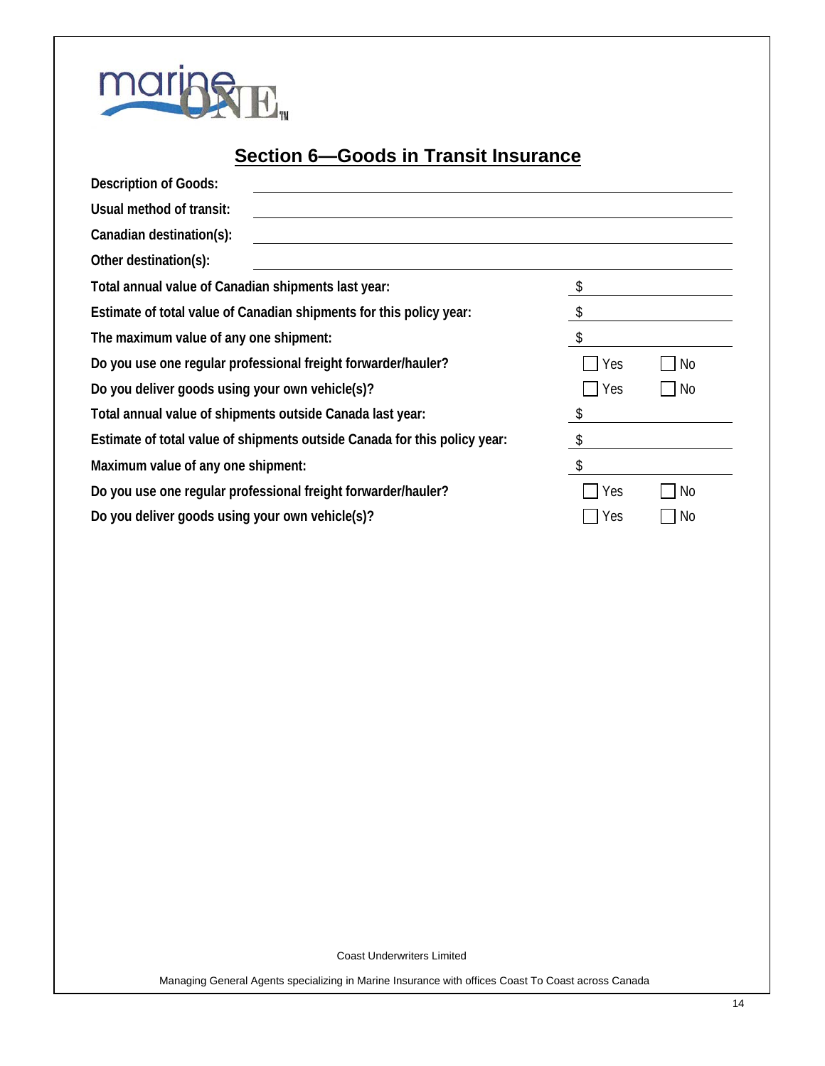## Section 6—Goods in Transit Insurance

**Description of Goods:** ______________________________

**Usual method of transit:** ______________________________

**Canadian destination(s):** ______________________________

**Other destination(s):** ______________________________

**Total annual value of Canadian shipments last year:** $ __________

**Estimate of total value of Canadian shipments for this policy year:** $ __________

**The maximum value of any one shipment:** $ __________

**Do you use one regular professional freight forwarder/hauler?** ☐ Yes ☐ No

**Do you deliver goods using your own vehicle(s)?** ☐ Yes ☐ No

**Total annual value of shipments outside Canada last year:** $ __________

**Estimate of total value of shipments outside Canada for this policy year:** $ __________

**Maximum value of any one shipment:** $ __________

**Do you use one regular professional freight forwarder/hauler?** ☐ Yes ☐ No

**Do you deliver goods using your own vehicle(s)?** ☐ Yes ☐ No

Coast Underwriters Limited

Managing General Agents specializing in Marine Insurance with offices Coast To Coast across Canada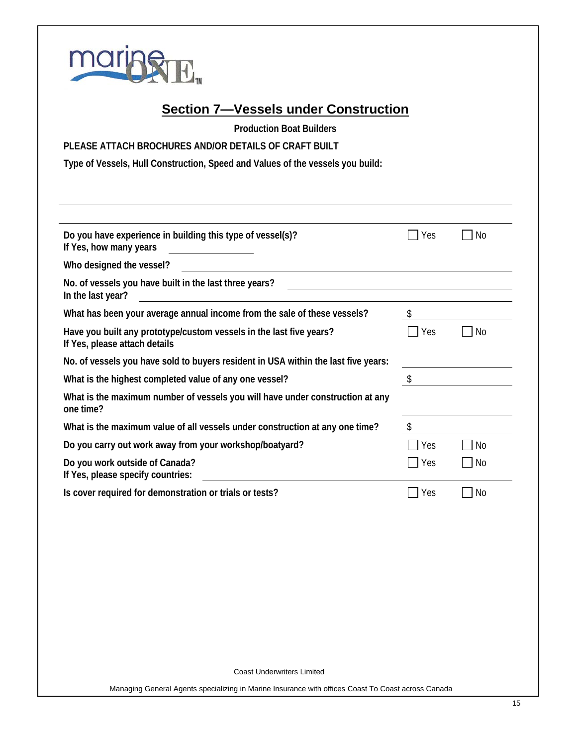## Section 7—Vessels under Construction

**Production Boat Builders**

**PLEASE ATTACH BROCHURES AND/OR DETAILS OF CRAFT BUILT**

**Type of Vessels, Hull Construction, Speed and Values of the vessels you build:**

\_\_\_\_\_\_\_\_\_\_\_\_\_\_\_\_\_\_\_\_\_\_\_\_\_\_\_\_\_\_\_\_\_\_\_\_\_\_\_\_\_\_\_\_\_\_\_\_\_\_\_\_\_\_\_\_\_\_\_\_\_\_\_\_\_\_\_\_\_\_\_\_

\_\_\_\_\_\_\_\_\_\_\_\_\_\_\_\_\_\_\_\_\_\_\_\_\_\_\_\_\_\_\_\_\_\_\_\_\_\_\_\_\_\_\_\_\_\_\_\_\_\_\_\_\_\_\_\_\_\_\_\_\_\_\_\_\_\_\_\_\_\_\_\_

\_\_\_\_\_\_\_\_\_\_\_\_\_\_\_\_\_\_\_\_\_\_\_\_\_\_\_\_\_\_\_\_\_\_\_\_\_\_\_\_\_\_\_\_\_\_\_\_\_\_\_\_\_\_\_\_\_\_\_\_\_\_\_\_\_\_\_\_\_\_\_\_

**Do you have experience in building this type of vessel(s)?** ☐ Yes ☐ No
**If Yes, how many years** \_\_\_\_\_\_\_\_\_\_\_\_\_\_

**Who designed the vessel?** \_\_\_\_\_\_\_\_\_\_\_\_\_\_\_\_\_\_\_\_\_\_\_\_\_\_\_\_\_\_\_\_\_\_\_\_\_\_\_\_

**No. of vessels you have built in the last three years?** \_\_\_\_\_\_\_\_\_\_\_\_\_\_\_\_\_\_\_\_\_\_\_\_\_\_
**In the last year?** \_\_\_\_\_\_\_\_\_\_\_\_\_\_\_\_\_\_\_\_\_\_\_\_\_\_\_\_\_\_\_\_\_\_\_\_\_\_\_\_\_\_\_\_\_\_\_\_

**What has been your average annual income from the sale of these vessels?** $\_\_\_\_\_\_\_\_\_\_\_\_\_\_

**Have you built any prototype/custom vessels in the last five years?** ☐ Yes ☐ No
**If Yes, please attach details**

**No. of vessels you have sold to buyers resident in USA within the last five years:** \_\_\_\_\_\_\_\_\_\_\_\_\_\_

**What is the highest completed value of any one vessel?** $\_\_\_\_\_\_\_\_\_\_\_\_\_\_

**What is the maximum number of vessels you will have under construction at any one time?** \_\_\_\_\_\_\_\_\_\_\_\_\_\_

**What is the maximum value of all vessels under construction at any one time?** $\_\_\_\_\_\_\_\_\_\_\_\_\_\_

**Do you carry out work away from your workshop/boatyard?** ☐ Yes ☐ No

**Do you work outside of Canada?** ☐ Yes ☐ No
**If Yes, please specify countries:** \_\_\_\_\_\_\_\_\_\_\_\_\_\_\_\_\_\_\_\_\_\_\_\_\_\_\_\_\_\_\_\_\_\_\_\_\_\_\_\_

**Is cover required for demonstration or trials or tests?** ☐ Yes ☐ No

Coast Underwriters Limited

Managing General Agents specializing in Marine Insurance with offices Coast To Coast across Canada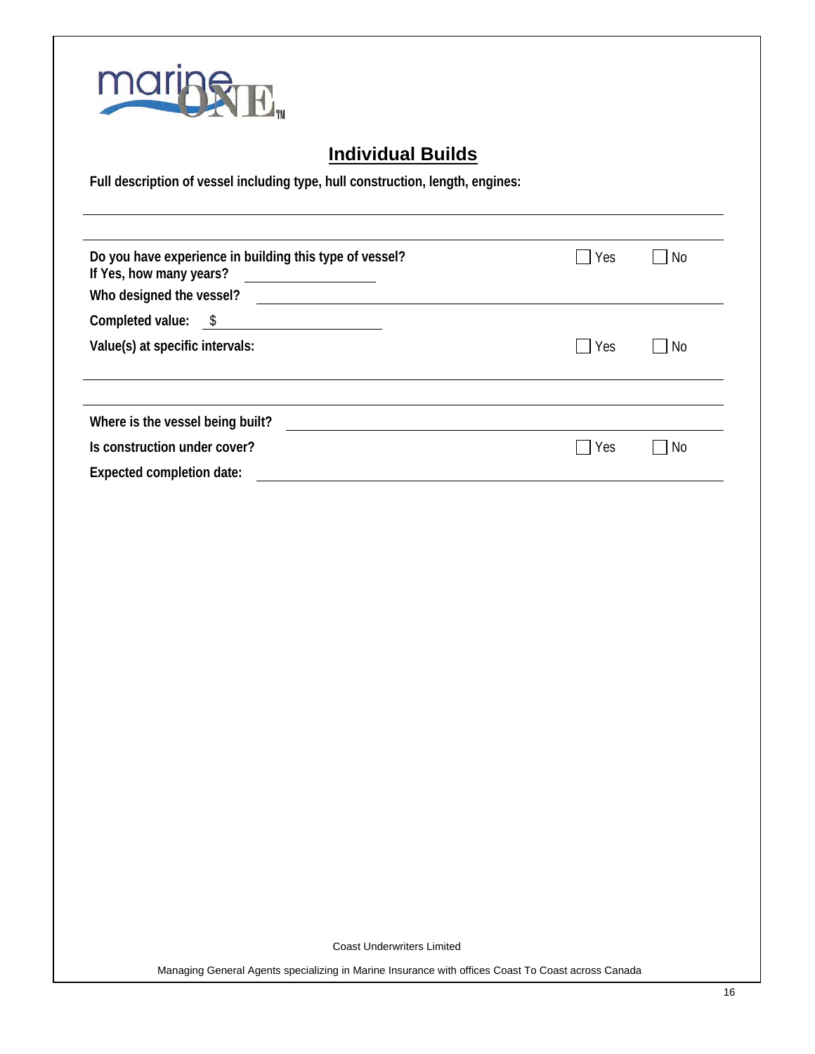marineONE™

## Individual Builds

**Full description of vessel including type, hull construction, length, engines:**

______________________________________________________________________

______________________________________________________________________

**Do you have experience in building this type of vessel?** ☐ Yes ☐ No
**If Yes, how many years?** ____________________

**Who designed the vessel?** ____________________

**Completed value:** $ ____________________

**Value(s) at specific intervals:** ☐ Yes ☐ No

______________________________________________________________________

______________________________________________________________________

**Where is the vessel being built?** ____________________

**Is construction under cover?** ☐ Yes ☐ No

**Expected completion date:** ____________________

Coast Underwriters Limited

Managing General Agents specializing in Marine Insurance with offices Coast To Coast across Canada